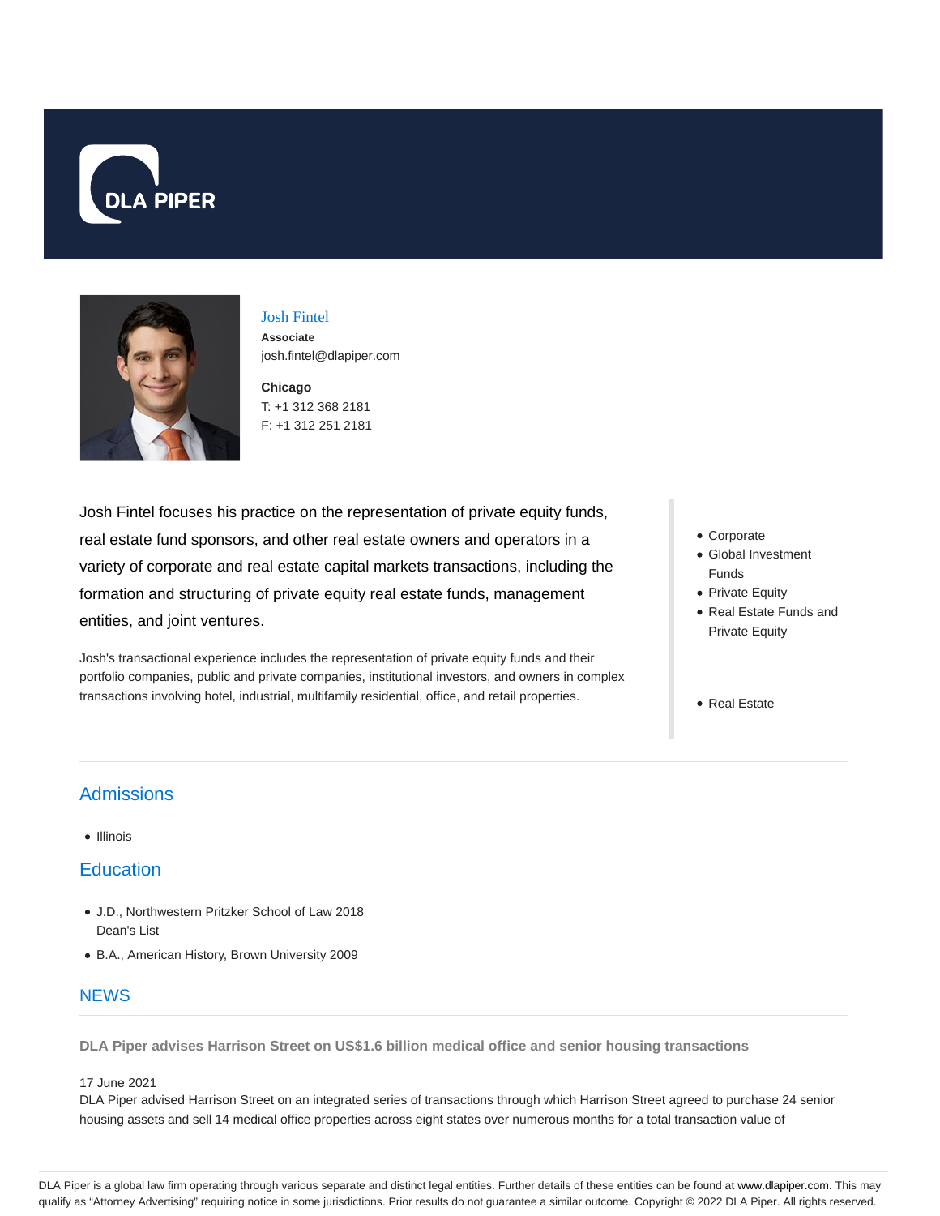# Josh Fintel

**Associate**

josh.fintel@dlapiper.com

**Chicago**

T: +1 312 368 2181

F: +1 312 251 2181

Josh Fintel focuses his practice on the representation of private equity funds, real estate fund sponsors, and other real estate owners and operators in a variety of corporate and real estate capital markets transactions, including the formation and structuring of private equity real estate funds, management entities, and joint ventures.

Josh's transactional experience includes the representation of private equity funds and their portfolio companies, public and private companies, institutional investors, and owners in complex transactions involving hotel, industrial, multifamily residential, office, and retail properties.

- Corporate
- Global Investment Funds
- Private Equity
- Real Estate Funds and Private Equity

- Real Estate

## Admissions

- Illinois

## Education

- J.D., Northwestern Pritzker School of Law 2018
  Dean's List
- B.A., American History, Brown University 2009

## NEWS

**DLA Piper advises Harrison Street on US$1.6 billion medical office and senior housing transactions**

17 June 2021

DLA Piper advised Harrison Street on an integrated series of transactions through which Harrison Street agreed to purchase 24 senior housing assets and sell 14 medical office properties across eight states over numerous months for a total transaction value of

DLA Piper is a global law firm operating through various separate and distinct legal entities. Further details of these entities can be found at www.dlapiper.com. This may qualify as "Attorney Advertising" requiring notice in some jurisdictions. Prior results do not guarantee a similar outcome. Copyright © 2022 DLA Piper. All rights reserved.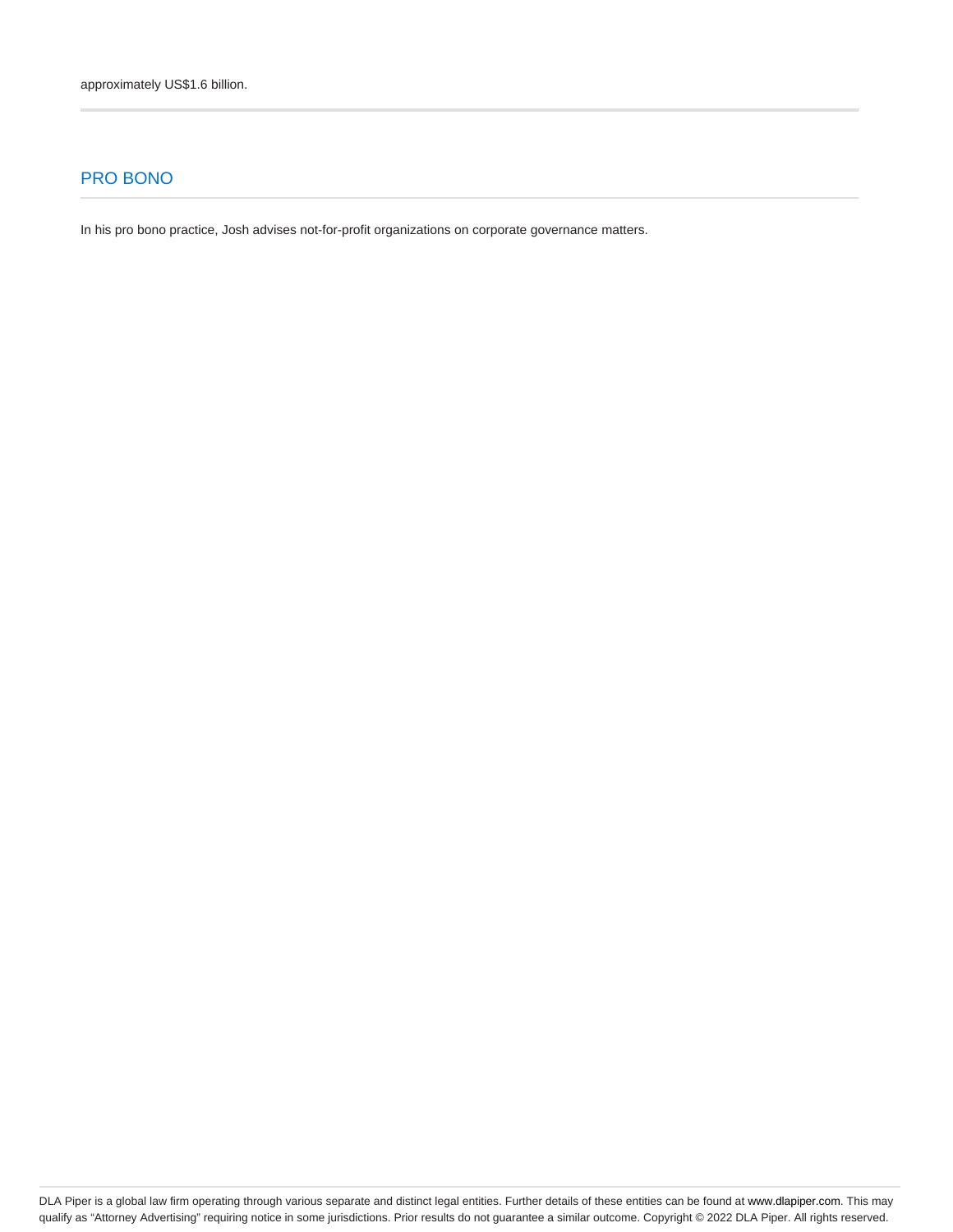approximately US$1.6 billion.

## PRO BONO

In his pro bono practice, Josh advises not-for-profit organizations on corporate governance matters.

DLA Piper is a global law firm operating through various separate and distinct legal entities. Further details of these entities can be found at www.dlapiper.com. This may qualify as "Attorney Advertising" requiring notice in some jurisdictions. Prior results do not guarantee a similar outcome. Copyright © 2022 DLA Piper. All rights reserved.